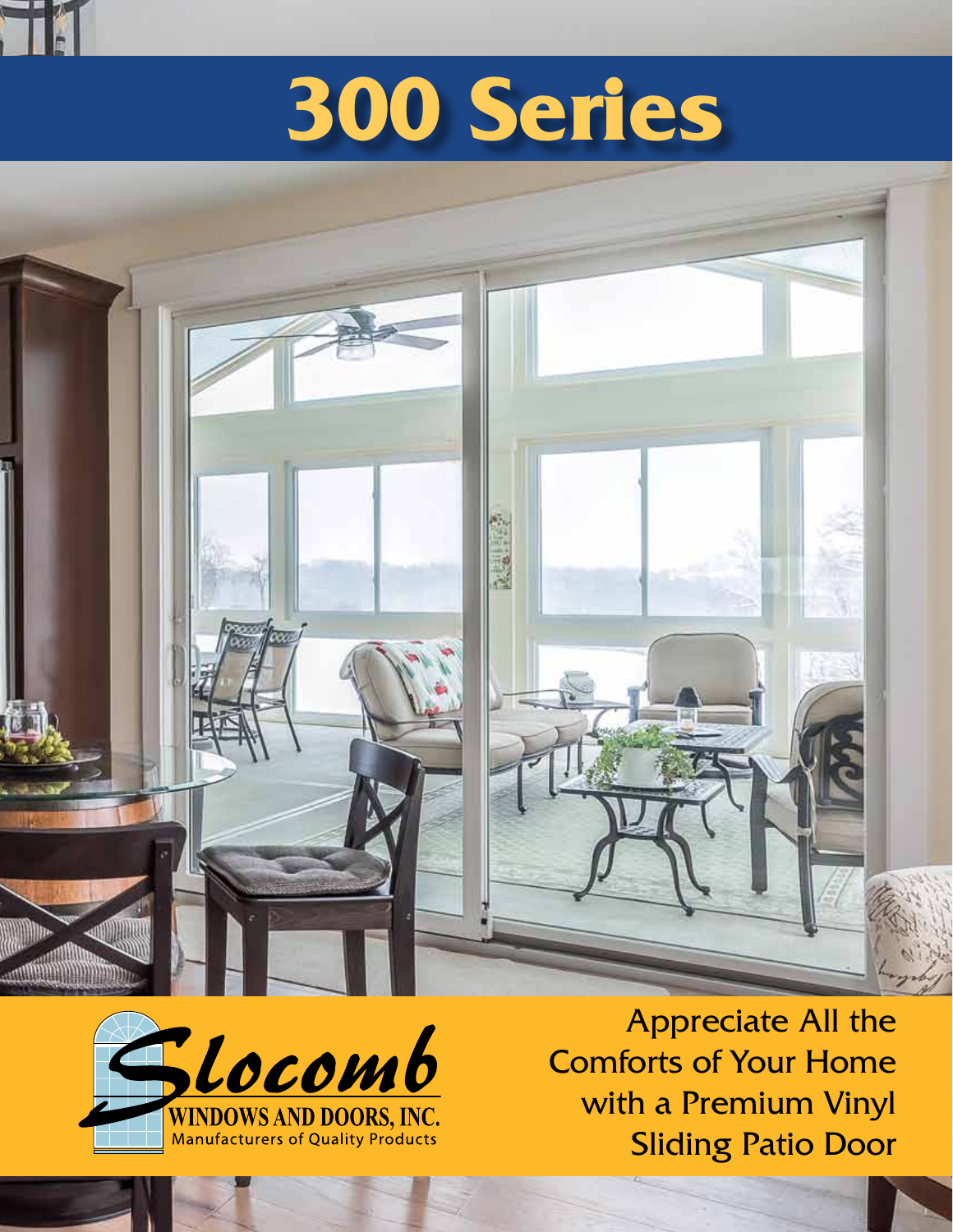# 300 Series

Slocomb
WINDOWS AND DOORS, INC.
Manufacturers of Quality Products

Appreciate All the Comforts of Your Home with a Premium Vinyl Sliding Patio Door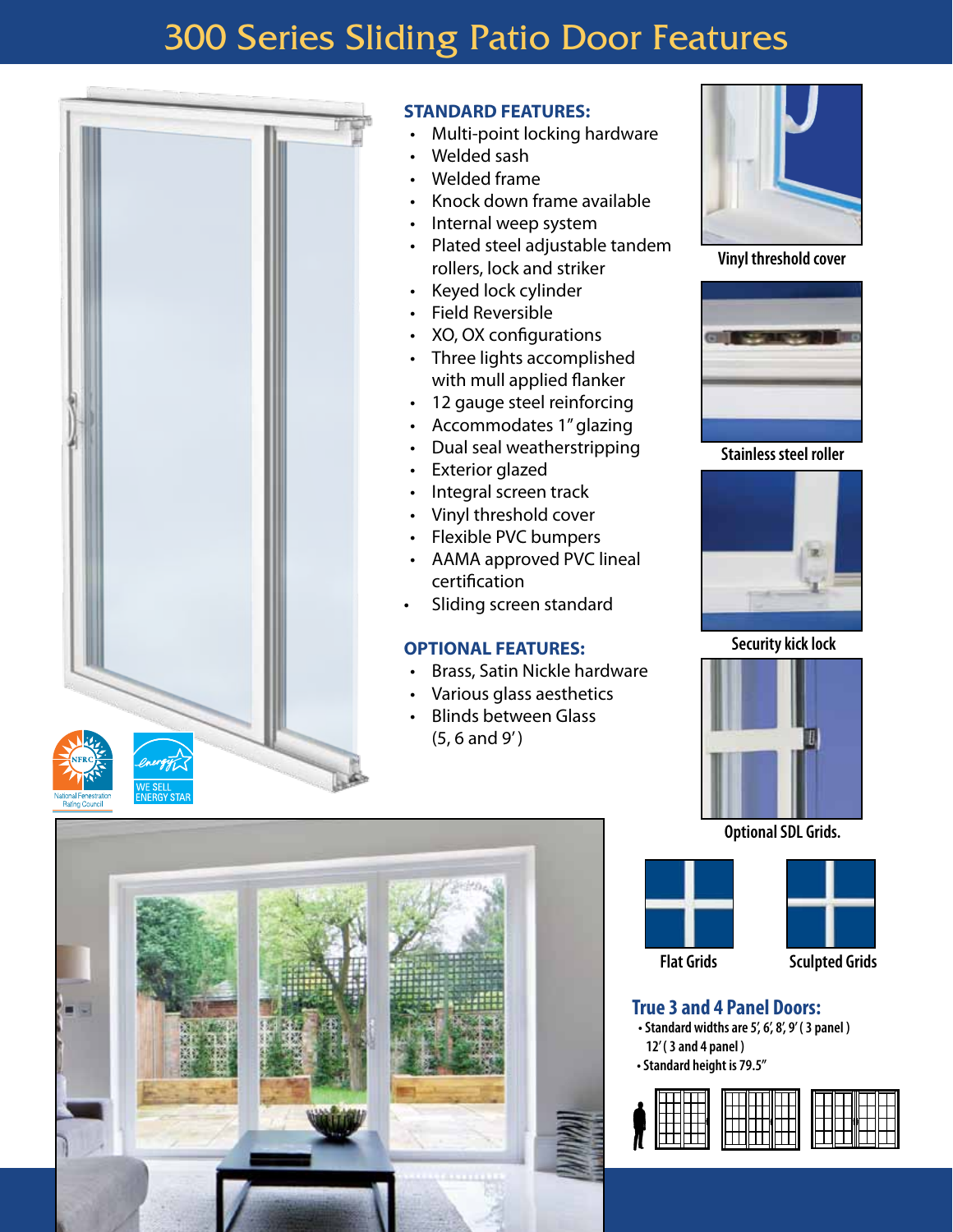# 300 Series Sliding Patio Door Features

## STANDARD FEATURES:

- Multi-point locking hardware
- Welded sash
- Welded frame
- Knock down frame available
- Internal weep system
- Plated steel adjustable tandem rollers, lock and striker
- Keyed lock cylinder
- Field Reversible
- XO, OX configurations
- Three lights accomplished with mull applied flanker
- 12 gauge steel reinforcing
- Accommodates 1" glazing
- Dual seal weatherstripping
- Exterior glazed
- Integral screen track
- Vinyl threshold cover
- Flexible PVC bumpers
- AAMA approved PVC lineal certification
- Sliding screen standard

## OPTIONAL FEATURES:

- Brass, Satin Nickle hardware
- Various glass aesthetics
- Blinds between Glass (5, 6 and 9')

National Fenestration Rating Council

WE SELL ENERGY STAR

Vinyl threshold cover

Stainless steel roller

Security kick lock

Optional SDL Grids.

Flat Grids

Sculpted Grids

## True 3 and 4 Panel Doors:

- Standard widths are 5', 6', 8', 9' ( 3 panel ) 12' ( 3 and 4 panel )
- Standard height is 79.5"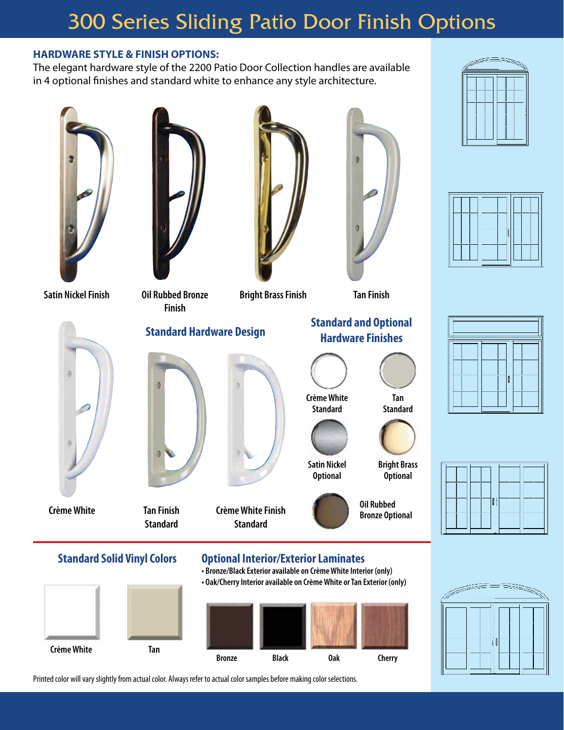# 300 Series Sliding Patio Door Finish Options

**HARDWARE STYLE & FINISH OPTIONS:**

The elegant hardware style of the 2200 Patio Door Collection handles are available in 4 optional finishes and standard white to enhance any style architecture.

Satin Nickel Finish

Oil Rubbed Bronze Finish

Bright Brass Finish

Tan Finish

Crème White

## Standard Hardware Design

Tan Finish Standard

Crème White Finish Standard

## Standard and Optional Hardware Finishes

Crème White Standard

Tan Standard

Satin Nickel Optional

Bright Brass Optional

Oil Rubbed Bronze Optional

## Standard Solid Vinyl Colors

Crème White

Tan

## Optional Interior/Exterior Laminates

- Bronze/Black Exterior available on Crème White Interior (only)
- Oak/Cherry Interior available on Crème White or Tan Exterior (only)

Bronze

Black

Oak

Cherry

Printed color will vary slightly from actual color. Always refer to actual color samples before making color selections.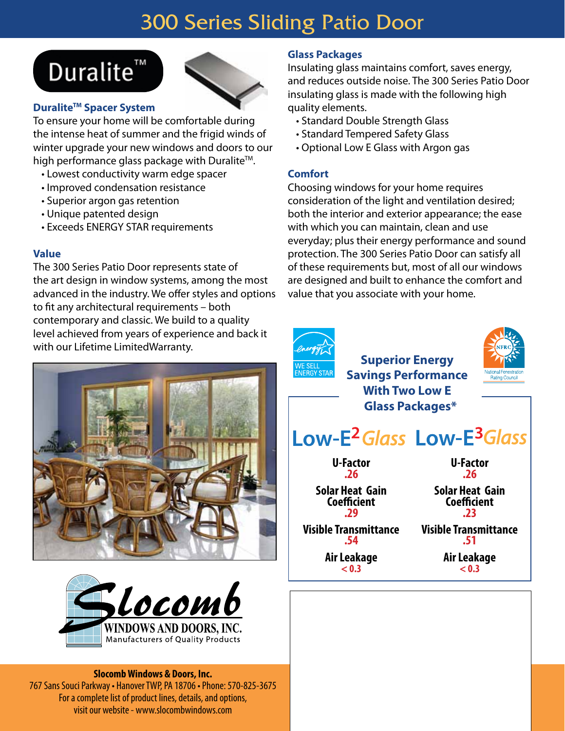# 300 Series Sliding Patio Door

Duralite™

### Duralite™ Spacer System

To ensure your home will be comfortable during the intense heat of summer and the frigid winds of winter upgrade your new windows and doors to our high performance glass package with Duralite™.

- Lowest conductivity warm edge spacer
- Improved condensation resistance
- Superior argon gas retention
- Unique patented design
- Exceeds ENERGY STAR requirements

### Value

The 300 Series Patio Door represents state of the art design in window systems, among the most advanced in the industry. We offer styles and options to fit any architectural requirements – both contemporary and classic. We build to a quality level achieved from years of experience and back it with our Lifetime LimitedWarranty.

### Glass Packages

Insulating glass maintains comfort, saves energy, and reduces outside noise. The 300 Series Patio Door insulating glass is made with the following high quality elements.

- Standard Double Strength Glass
- Standard Tempered Safety Glass
- Optional Low E Glass with Argon gas

### Comfort

Choosing windows for your home requires consideration of the light and ventilation desired; both the interior and exterior appearance; the ease with which you can maintain, clean and use everyday; plus their energy performance and sound protection. The 300 Series Patio Door can satisfy all of these requirements but, most of all our windows are designed and built to enhance the comfort and value that you associate with your home.

WE SELL ENERGY STAR

National Fenestration Rating Council

**Superior Energy Savings Performance With Two Low E Glass Packages***

| | Low-E² Glass | Low-E³ Glass |
|---|---|---|
| U-Factor | .26 | .26 |
| Solar Heat Gain Coefficient | .29 | .23 |
| Visible Transmittance | .54 | .51 |
| Air Leakage | < 0.3 | < 0.3 |

Slocomb WINDOWS AND DOORS, INC.
Manufacturers of Quality Products

**Slocomb Windows & Doors, Inc.**
767 Sans Souci Parkway • Hanover TWP, PA 18706 • Phone: 570-825-3675
For a complete list of product lines, details, and options,
visit our website - www.slocombwindows.com